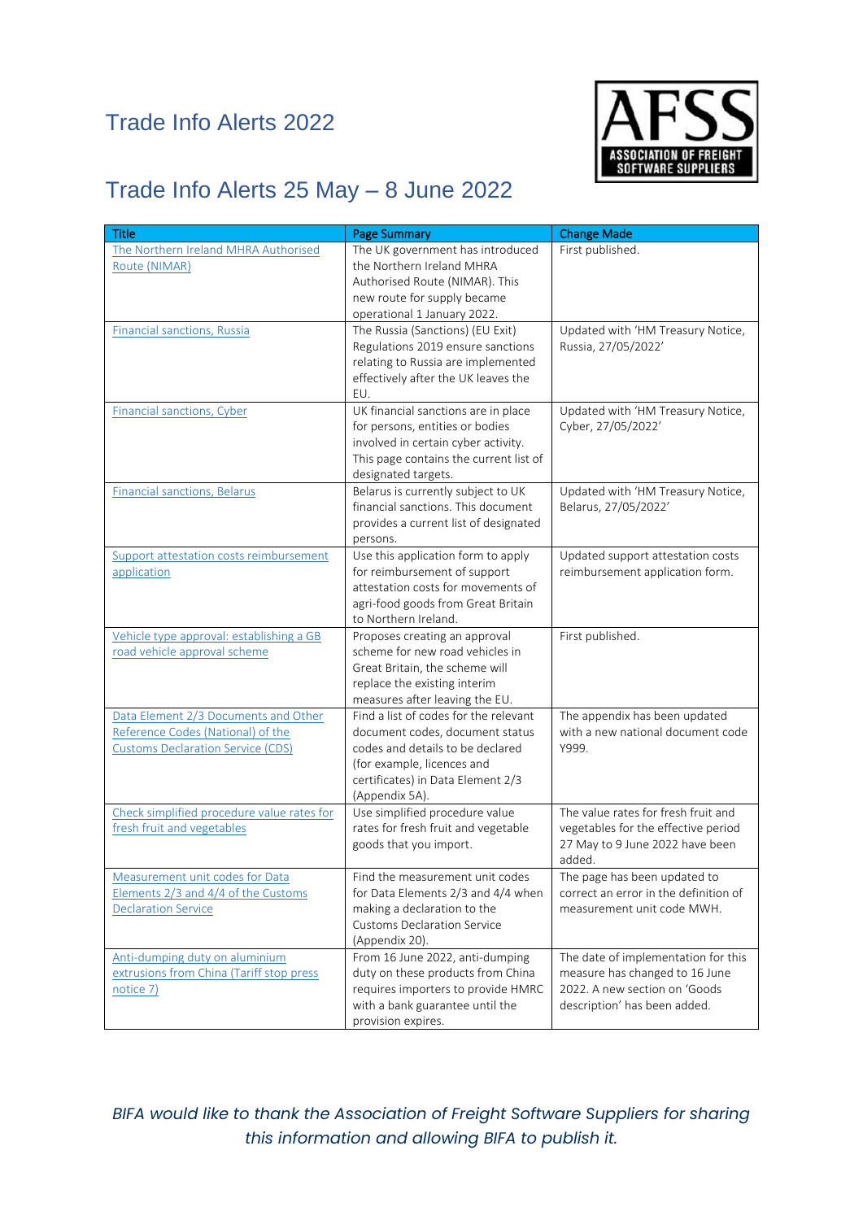# Trade Info Alerts 2022

AFSS ASSOCIATION OF FREIGHT SOFTWARE SUPPLIERS

## Trade Info Alerts 25 May – 8 June 2022

| Title | Page Summary | Change Made |
|---|---|---|
| The Northern Ireland MHRA Authorised Route (NIMAR) | The UK government has introduced the Northern Ireland MHRA Authorised Route (NIMAR). This new route for supply became operational 1 January 2022. | First published. |
| Financial sanctions, Russia | The Russia (Sanctions) (EU Exit) Regulations 2019 ensure sanctions relating to Russia are implemented effectively after the UK leaves the EU. | Updated with 'HM Treasury Notice, Russia, 27/05/2022' |
| Financial sanctions, Cyber | UK financial sanctions are in place for persons, entities or bodies involved in certain cyber activity. This page contains the current list of designated targets. | Updated with 'HM Treasury Notice, Cyber, 27/05/2022' |
| Financial sanctions, Belarus | Belarus is currently subject to UK financial sanctions. This document provides a current list of designated persons. | Updated with 'HM Treasury Notice, Belarus, 27/05/2022' |
| Support attestation costs reimbursement application | Use this application form to apply for reimbursement of support attestation costs for movements of agri-food goods from Great Britain to Northern Ireland. | Updated support attestation costs reimbursement application form. |
| Vehicle type approval: establishing a GB road vehicle approval scheme | Proposes creating an approval scheme for new road vehicles in Great Britain, the scheme will replace the existing interim measures after leaving the EU. | First published. |
| Data Element 2/3 Documents and Other Reference Codes (National) of the Customs Declaration Service (CDS) | Find a list of codes for the relevant document codes, document status codes and details to be declared (for example, licences and certificates) in Data Element 2/3 (Appendix 5A). | The appendix has been updated with a new national document code Y999. |
| Check simplified procedure value rates for fresh fruit and vegetables | Use simplified procedure value rates for fresh fruit and vegetable goods that you import. | The value rates for fresh fruit and vegetables for the effective period 27 May to 9 June 2022 have been added. |
| Measurement unit codes for Data Elements 2/3 and 4/4 of the Customs Declaration Service | Find the measurement unit codes for Data Elements 2/3 and 4/4 when making a declaration to the Customs Declaration Service (Appendix 20). | The page has been updated to correct an error in the definition of measurement unit code MWH. |
| Anti-dumping duty on aluminium extrusions from China (Tariff stop press notice 7) | From 16 June 2022, anti-dumping duty on these products from China requires importers to provide HMRC with a bank guarantee until the provision expires. | The date of implementation for this measure has changed to 16 June 2022. A new section on 'Goods description' has been added. |

*BIFA would like to thank the Association of Freight Software Suppliers for sharing this information and allowing BIFA to publish it.*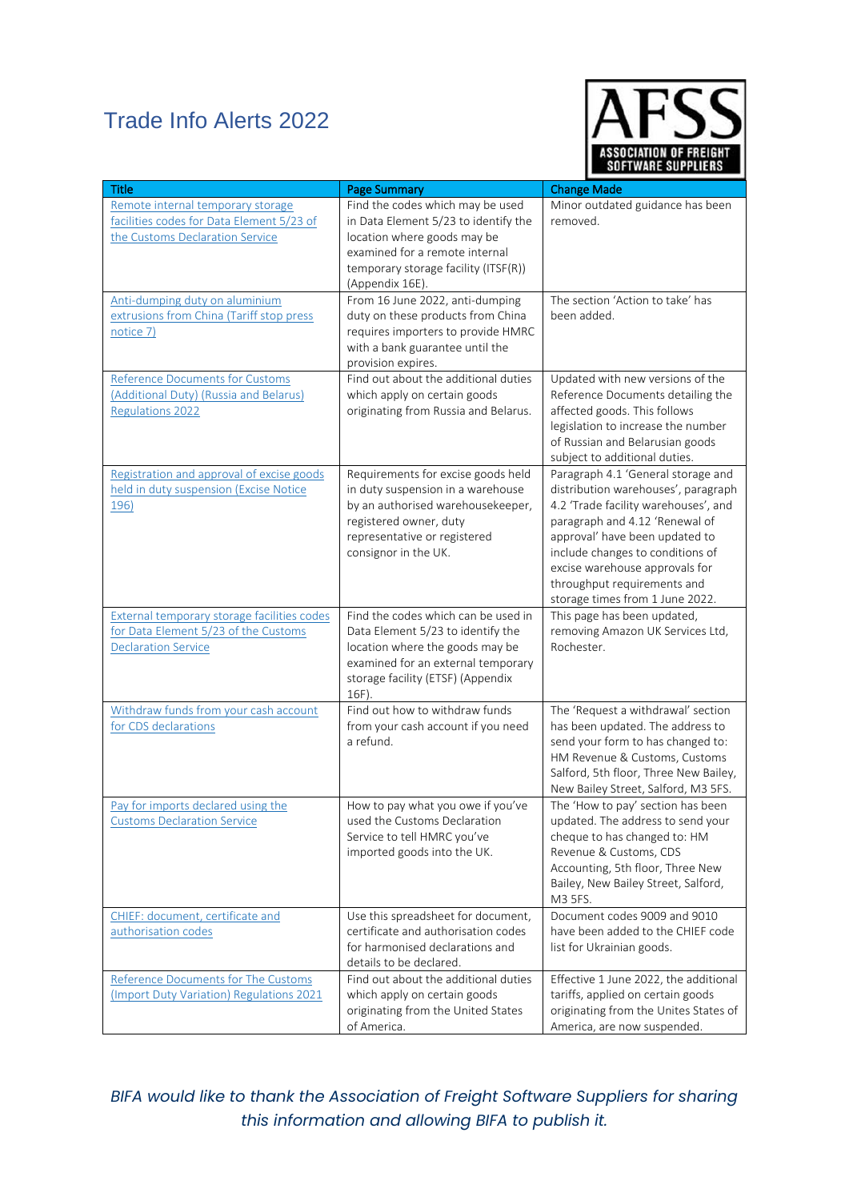# Trade Info Alerts 2022

ASSOCIATION OF FREIGHT SOFTWARE SUPPLIERS

| Title | Page Summary | Change Made |
| --- | --- | --- |
| Remote internal temporary storage facilities codes for Data Element 5/23 of the Customs Declaration Service | Find the codes which may be used in Data Element 5/23 to identify the location where goods may be examined for a remote internal temporary storage facility (ITSF(R)) (Appendix 16E). | Minor outdated guidance has been removed. |
| Anti-dumping duty on aluminium extrusions from China (Tariff stop press notice 7) | From 16 June 2022, anti-dumping duty on these products from China requires importers to provide HMRC with a bank guarantee until the provision expires. | The section 'Action to take' has been added. |
| Reference Documents for Customs (Additional Duty) (Russia and Belarus) Regulations 2022 | Find out about the additional duties which apply on certain goods originating from Russia and Belarus. | Updated with new versions of the Reference Documents detailing the affected goods. This follows legislation to increase the number of Russian and Belarusian goods subject to additional duties. |
| Registration and approval of excise goods held in duty suspension (Excise Notice 196) | Requirements for excise goods held in duty suspension in a warehouse by an authorised warehousekeeper, registered owner, duty representative or registered consignor in the UK. | Paragraph 4.1 'General storage and distribution warehouses', paragraph 4.2 'Trade facility warehouses', and paragraph and 4.12 'Renewal of approval' have been updated to include changes to conditions of excise warehouse approvals for throughput requirements and storage times from 1 June 2022. |
| External temporary storage facilities codes for Data Element 5/23 of the Customs Declaration Service | Find the codes which can be used in Data Element 5/23 to identify the location where the goods may be examined for an external temporary storage facility (ETSF) (Appendix 16F). | This page has been updated, removing Amazon UK Services Ltd, Rochester. |
| Withdraw funds from your cash account for CDS declarations | Find out how to withdraw funds from your cash account if you need a refund. | The 'Request a withdrawal' section has been updated. The address to send your form to has changed to: HM Revenue & Customs, Customs Salford, 5th floor, Three New Bailey, New Bailey Street, Salford, M3 5FS. |
| Pay for imports declared using the Customs Declaration Service | How to pay what you owe if you've used the Customs Declaration Service to tell HMRC you've imported goods into the UK. | The 'How to pay' section has been updated. The address to send your cheque to has changed to: HM Revenue & Customs, CDS Accounting, 5th floor, Three New Bailey, New Bailey Street, Salford, M3 5FS. |
| CHIEF: document, certificate and authorisation codes | Use this spreadsheet for document, certificate and authorisation codes for harmonised declarations and details to be declared. | Document codes 9009 and 9010 have been added to the CHIEF code list for Ukrainian goods. |
| Reference Documents for The Customs (Import Duty Variation) Regulations 2021 | Find out about the additional duties which apply on certain goods originating from the United States of America. | Effective 1 June 2022, the additional tariffs, applied on certain goods originating from the Unites States of America, are now suspended. |

*BIFA would like to thank the Association of Freight Software Suppliers for sharing this information and allowing BIFA to publish it.*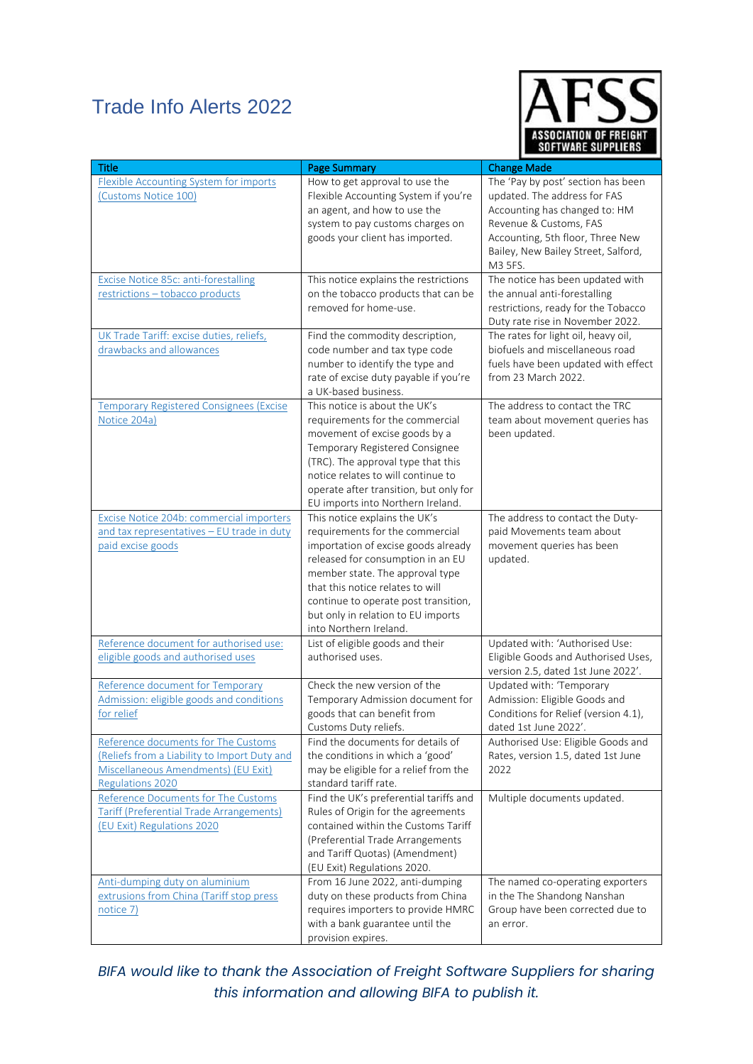# Trade Info Alerts 2022

| Title | Page Summary | Change Made |
|---|---|---|
| Flexible Accounting System for imports (Customs Notice 100) | How to get approval to use the Flexible Accounting System if you're an agent, and how to use the system to pay customs charges on goods your client has imported. | The 'Pay by post' section has been updated. The address for FAS Accounting has changed to: HM Revenue & Customs, FAS Accounting, 5th floor, Three New Bailey, New Bailey Street, Salford, M3 5FS. |
| Excise Notice 85c: anti-forestalling restrictions – tobacco products | This notice explains the restrictions on the tobacco products that can be removed for home-use. | The notice has been updated with the annual anti-forestalling restrictions, ready for the Tobacco Duty rate rise in November 2022. |
| UK Trade Tariff: excise duties, reliefs, drawbacks and allowances | Find the commodity description, code number and tax type code number to identify the type and rate of excise duty payable if you're a UK-based business. | The rates for light oil, heavy oil, biofuels and miscellaneous road fuels have been updated with effect from 23 March 2022. |
| Temporary Registered Consignees (Excise Notice 204a) | This notice is about the UK's requirements for the commercial movement of excise goods by a Temporary Registered Consignee (TRC). The approval type that this notice relates to will continue to operate after transition, but only for EU imports into Northern Ireland. | The address to contact the TRC team about movement queries has been updated. |
| Excise Notice 204b: commercial importers and tax representatives – EU trade in duty paid excise goods | This notice explains the UK's requirements for the commercial importation of excise goods already released for consumption in an EU member state. The approval type that this notice relates to will continue to operate post transition, but only in relation to EU imports into Northern Ireland. | The address to contact the Duty-paid Movements team about movement queries has been updated. |
| Reference document for authorised use: eligible goods and authorised uses | List of eligible goods and their authorised uses. | Updated with: 'Authorised Use: Eligible Goods and Authorised Uses, version 2.5, dated 1st June 2022'. |
| Reference document for Temporary Admission: eligible goods and conditions for relief | Check the new version of the Temporary Admission document for goods that can benefit from Customs Duty reliefs. | Updated with: 'Temporary Admission: Eligible Goods and Conditions for Relief (version 4.1), dated 1st June 2022'. |
| Reference documents for The Customs (Reliefs from a Liability to Import Duty and Miscellaneous Amendments) (EU Exit) Regulations 2020 | Find the documents for details of the conditions in which a 'good' may be eligible for a relief from the standard tariff rate. | Authorised Use: Eligible Goods and Rates, version 1.5, dated 1st June 2022 |
| Reference Documents for The Customs Tariff (Preferential Trade Arrangements) (EU Exit) Regulations 2020 | Find the UK's preferential tariffs and Rules of Origin for the agreements contained within the Customs Tariff (Preferential Trade Arrangements and Tariff Quotas) (Amendment) (EU Exit) Regulations 2020. | Multiple documents updated. |
| Anti-dumping duty on aluminium extrusions from China (Tariff stop press notice 7) | From 16 June 2022, anti-dumping duty on these products from China requires importers to provide HMRC with a bank guarantee until the provision expires. | The named co-operating exporters in the The Shandong Nanshan Group have been corrected due to an error. |

*BIFA would like to thank the Association of Freight Software Suppliers for sharing this information and allowing BIFA to publish it.*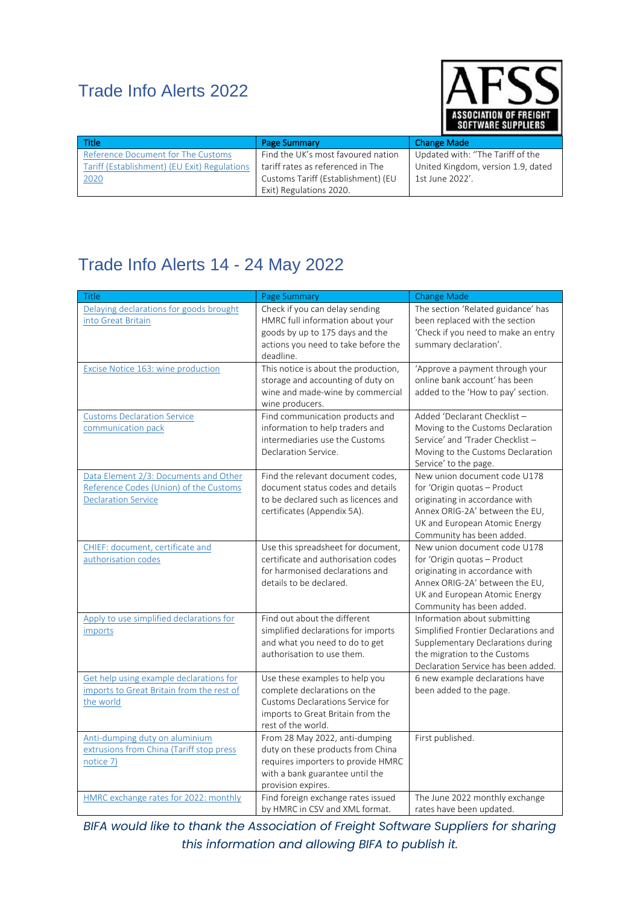# Trade Info Alerts 2022

| Title | Page Summary | Change Made |
|---|---|---|
| Reference Document for The Customs Tariff (Establishment) (EU Exit) Regulations 2020 | Find the UK's most favoured nation tariff rates as referenced in The Customs Tariff (Establishment) (EU Exit) Regulations 2020. | Updated with: "The Tariff of the United Kingdom, version 1.9, dated 1st June 2022'. |

# Trade Info Alerts 14 - 24 May 2022

| Title | Page Summary | Change Made |
|---|---|---|
| Delaying declarations for goods brought into Great Britain | Check if you can delay sending HMRC full information about your goods by up to 175 days and the actions you need to take before the deadline. | The section 'Related guidance' has been replaced with the section 'Check if you need to make an entry summary declaration'. |
| Excise Notice 163: wine production | This notice is about the production, storage and accounting of duty on wine and made-wine by commercial wine producers. | 'Approve a payment through your online bank account' has been added to the 'How to pay' section. |
| Customs Declaration Service communication pack | Find communication products and information to help traders and intermediaries use the Customs Declaration Service. | Added 'Declarant Checklist – Moving to the Customs Declaration Service' and 'Trader Checklist – Moving to the Customs Declaration Service' to the page. |
| Data Element 2/3: Documents and Other Reference Codes (Union) of the Customs Declaration Service | Find the relevant document codes, document status codes and details to be declared such as licences and certificates (Appendix 5A). | New union document code U178 for 'Origin quotas – Product originating in accordance with Annex ORIG-2A' between the EU, UK and European Atomic Energy Community has been added. |
| CHIEF: document, certificate and authorisation codes | Use this spreadsheet for document, certificate and authorisation codes for harmonised declarations and details to be declared. | New union document code U178 for 'Origin quotas – Product originating in accordance with Annex ORIG-2A' between the EU, UK and European Atomic Energy Community has been added. |
| Apply to use simplified declarations for imports | Find out about the different simplified declarations for imports and what you need to do to get authorisation to use them. | Information about submitting Simplified Frontier Declarations and Supplementary Declarations during the migration to the Customs Declaration Service has been added. |
| Get help using example declarations for imports to Great Britain from the rest of the world | Use these examples to help you complete declarations on the Customs Declarations Service for imports to Great Britain from the rest of the world. | 6 new example declarations have been added to the page. |
| Anti-dumping duty on aluminium extrusions from China (Tariff stop press notice 7) | From 28 May 2022, anti-dumping duty on these products from China requires importers to provide HMRC with a bank guarantee until the provision expires. | First published. |
| HMRC exchange rates for 2022: monthly | Find foreign exchange rates issued by HMRC in CSV and XML format. | The June 2022 monthly exchange rates have been updated. |

*BIFA would like to thank the Association of Freight Software Suppliers for sharing this information and allowing BIFA to publish it.*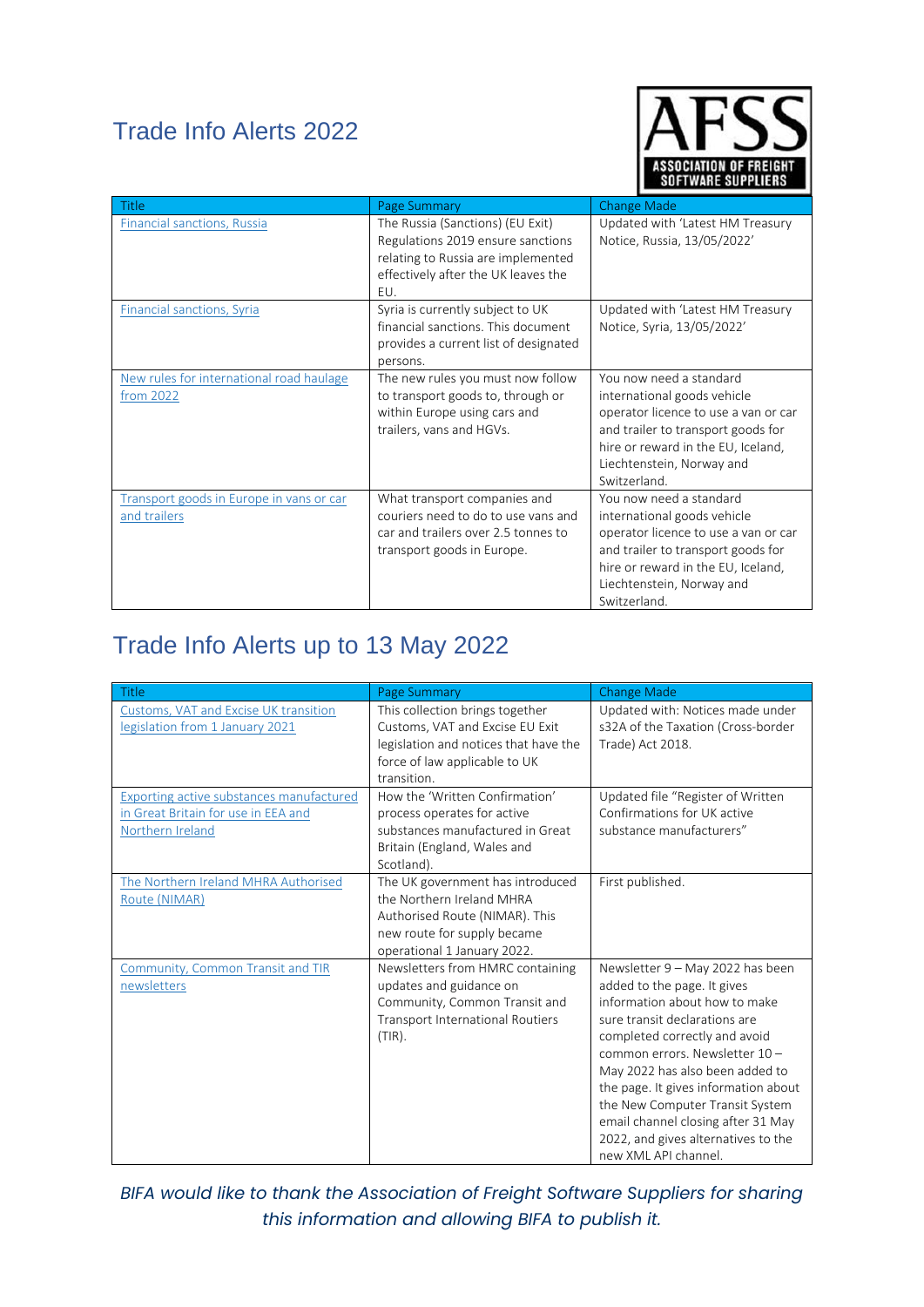# Trade Info Alerts 2022

| Title | Page Summary | Change Made |
|---|---|---|
| Financial sanctions, Russia | The Russia (Sanctions) (EU Exit) Regulations 2019 ensure sanctions relating to Russia are implemented effectively after the UK leaves the EU. | Updated with 'Latest HM Treasury Notice, Russia, 13/05/2022' |
| Financial sanctions, Syria | Syria is currently subject to UK financial sanctions. This document provides a current list of designated persons. | Updated with 'Latest HM Treasury Notice, Syria, 13/05/2022' |
| New rules for international road haulage from 2022 | The new rules you must now follow to transport goods to, through or within Europe using cars and trailers, vans and HGVs. | You now need a standard international goods vehicle operator licence to use a van or car and trailer to transport goods for hire or reward in the EU, Iceland, Liechtenstein, Norway and Switzerland. |
| Transport goods in Europe in vans or car and trailers | What transport companies and couriers need to do to use vans and car and trailers over 2.5 tonnes to transport goods in Europe. | You now need a standard international goods vehicle operator licence to use a van or car and trailer to transport goods for hire or reward in the EU, Iceland, Liechtenstein, Norway and Switzerland. |

# Trade Info Alerts up to 13 May 2022

| Title | Page Summary | Change Made |
|---|---|---|
| Customs, VAT and Excise UK transition legislation from 1 January 2021 | This collection brings together Customs, VAT and Excise EU Exit legislation and notices that have the force of law applicable to UK transition. | Updated with: Notices made under s32A of the Taxation (Cross-border Trade) Act 2018. |
| Exporting active substances manufactured in Great Britain for use in EEA and Northern Ireland | How the 'Written Confirmation' process operates for active substances manufactured in Great Britain (England, Wales and Scotland). | Updated file "Register of Written Confirmations for UK active substance manufacturers" |
| The Northern Ireland MHRA Authorised Route (NIMAR) | The UK government has introduced the Northern Ireland MHRA Authorised Route (NIMAR). This new route for supply became operational 1 January 2022. | First published. |
| Community, Common Transit and TIR newsletters | Newsletters from HMRC containing updates and guidance on Community, Common Transit and Transport International Routiers (TIR). | Newsletter 9 – May 2022 has been added to the page. It gives information about how to make sure transit declarations are completed correctly and avoid common errors. Newsletter 10 – May 2022 has also been added to the page. It gives information about the New Computer Transit System email channel closing after 31 May 2022, and gives alternatives to the new XML API channel. |

*BIFA would like to thank the Association of Freight Software Suppliers for sharing this information and allowing BIFA to publish it.*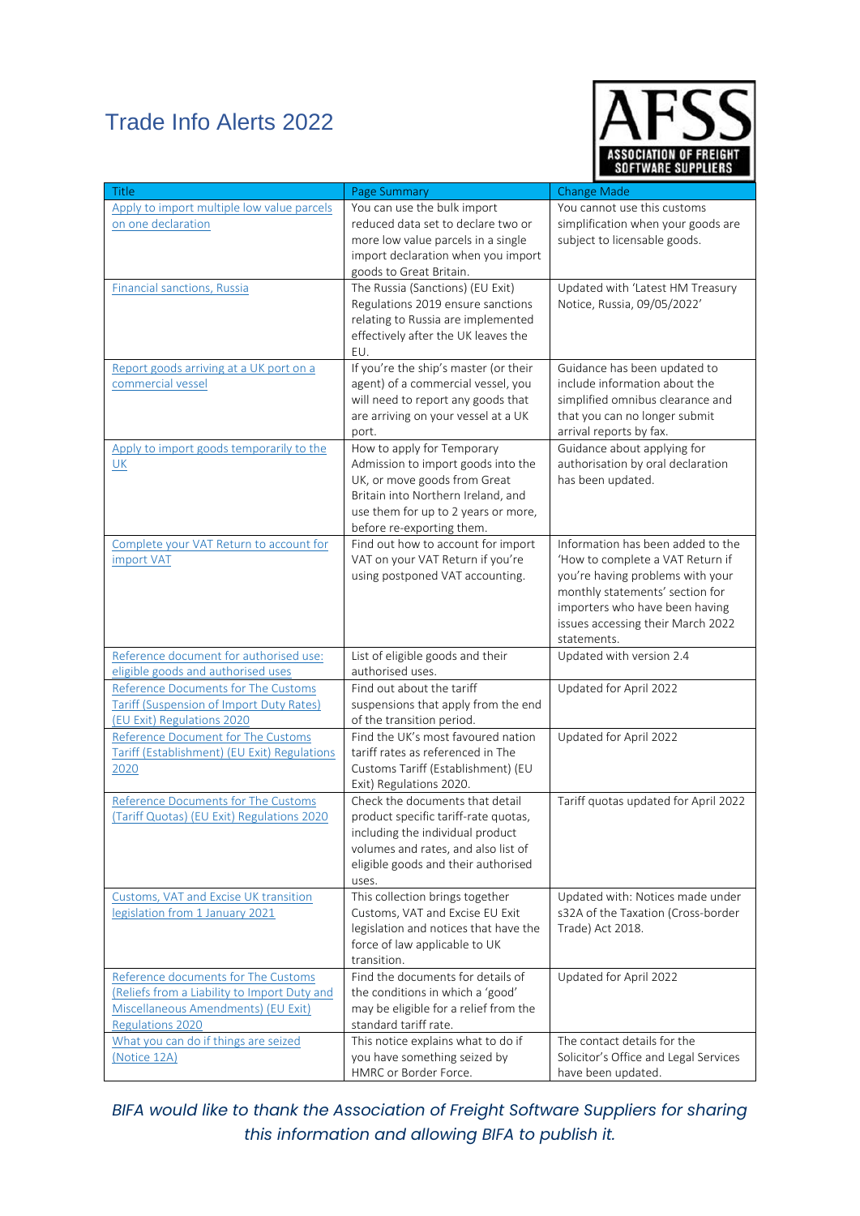# Trade Info Alerts 2022

| Title | Page Summary | Change Made |
|---|---|---|
| Apply to import multiple low value parcels on one declaration | You can use the bulk import reduced data set to declare two or more low value parcels in a single import declaration when you import goods to Great Britain. | You cannot use this customs simplification when your goods are subject to licensable goods. |
| Financial sanctions, Russia | The Russia (Sanctions) (EU Exit) Regulations 2019 ensure sanctions relating to Russia are implemented effectively after the UK leaves the EU. | Updated with 'Latest HM Treasury Notice, Russia, 09/05/2022' |
| Report goods arriving at a UK port on a commercial vessel | If you're the ship's master (or their agent) of a commercial vessel, you will need to report any goods that are arriving on your vessel at a UK port. | Guidance has been updated to include information about the simplified omnibus clearance and that you can no longer submit arrival reports by fax. |
| Apply to import goods temporarily to the UK | How to apply for Temporary Admission to import goods into the UK, or move goods from Great Britain into Northern Ireland, and use them for up to 2 years or more, before re-exporting them. | Guidance about applying for authorisation by oral declaration has been updated. |
| Complete your VAT Return to account for import VAT | Find out how to account for import VAT on your VAT Return if you're using postponed VAT accounting. | Information has been added to the 'How to complete a VAT Return if you're having problems with your monthly statements' section for importers who have been having issues accessing their March 2022 statements. |
| Reference document for authorised use: eligible goods and authorised uses | List of eligible goods and their authorised uses. | Updated with version 2.4 |
| Reference Documents for The Customs Tariff (Suspension of Import Duty Rates) (EU Exit) Regulations 2020 | Find out about the tariff suspensions that apply from the end of the transition period. | Updated for April 2022 |
| Reference Document for The Customs Tariff (Establishment) (EU Exit) Regulations 2020 | Find the UK's most favoured nation tariff rates as referenced in The Customs Tariff (Establishment) (EU Exit) Regulations 2020. | Updated for April 2022 |
| Reference Documents for The Customs (Tariff Quotas) (EU Exit) Regulations 2020 | Check the documents that detail product specific tariff-rate quotas, including the individual product volumes and rates, and also list of eligible goods and their authorised uses. | Tariff quotas updated for April 2022 |
| Customs, VAT and Excise UK transition legislation from 1 January 2021 | This collection brings together Customs, VAT and Excise EU Exit legislation and notices that have the force of law applicable to UK transition. | Updated with: Notices made under s32A of the Taxation (Cross-border Trade) Act 2018. |
| Reference documents for The Customs (Reliefs from a Liability to Import Duty and Miscellaneous Amendments) (EU Exit) Regulations 2020 | Find the documents for details of the conditions in which a 'good' may be eligible for a relief from the standard tariff rate. | Updated for April 2022 |
| What you can do if things are seized (Notice 12A) | This notice explains what to do if you have something seized by HMRC or Border Force. | The contact details for the Solicitor's Office and Legal Services have been updated. |

*BIFA would like to thank the Association of Freight Software Suppliers for sharing this information and allowing BIFA to publish it.*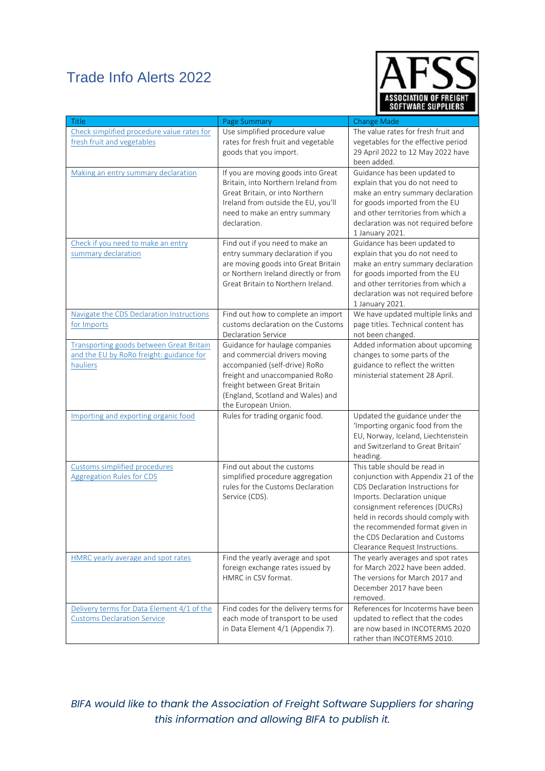# Trade Info Alerts 2022

| Title | Page Summary | Change Made |
|---|---|---|
| Check simplified procedure value rates for fresh fruit and vegetables | Use simplified procedure value rates for fresh fruit and vegetable goods that you import. | The value rates for fresh fruit and vegetables for the effective period 29 April 2022 to 12 May 2022 have been added. |
| Making an entry summary declaration | If you are moving goods into Great Britain, into Northern Ireland from Great Britain, or into Northern Ireland from outside the EU, you'll need to make an entry summary declaration. | Guidance has been updated to explain that you do not need to make an entry summary declaration for goods imported from the EU and other territories from which a declaration was not required before 1 January 2021. |
| Check if you need to make an entry summary declaration | Find out if you need to make an entry summary declaration if you are moving goods into Great Britain or Northern Ireland directly or from Great Britain to Northern Ireland. | Guidance has been updated to explain that you do not need to make an entry summary declaration for goods imported from the EU and other territories from which a declaration was not required before 1 January 2021. |
| Navigate the CDS Declaration Instructions for Imports | Find out how to complete an import customs declaration on the Customs Declaration Service | We have updated multiple links and page titles. Technical content has not been changed. |
| Transporting goods between Great Britain and the EU by RoRo freight: guidance for hauliers | Guidance for haulage companies and commercial drivers moving accompanied (self-drive) RoRo freight and unaccompanied RoRo freight between Great Britain (England, Scotland and Wales) and the European Union. | Added information about upcoming changes to some parts of the guidance to reflect the written ministerial statement 28 April. |
| Importing and exporting organic food | Rules for trading organic food. | Updated the guidance under the 'Importing organic food from the EU, Norway, Iceland, Liechtenstein and Switzerland to Great Britain' heading. |
| Customs simplified procedures Aggregation Rules for CDS | Find out about the customs simplified procedure aggregation rules for the Customs Declaration Service (CDS). | This table should be read in conjunction with Appendix 21 of the CDS Declaration Instructions for Imports. Declaration unique consignment references (DUCRs) held in records should comply with the recommended format given in the CDS Declaration and Customs Clearance Request Instructions. |
| HMRC yearly average and spot rates | Find the yearly average and spot foreign exchange rates issued by HMRC in CSV format. | The yearly averages and spot rates for March 2022 have been added. The versions for March 2017 and December 2017 have been removed. |
| Delivery terms for Data Element 4/1 of the Customs Declaration Service | Find codes for the delivery terms for each mode of transport to be used in Data Element 4/1 (Appendix 7). | References for Incoterms have been updated to reflect that the codes are now based in INCOTERMS 2020 rather than INCOTERMS 2010. |

*BIFA would like to thank the Association of Freight Software Suppliers for sharing this information and allowing BIFA to publish it.*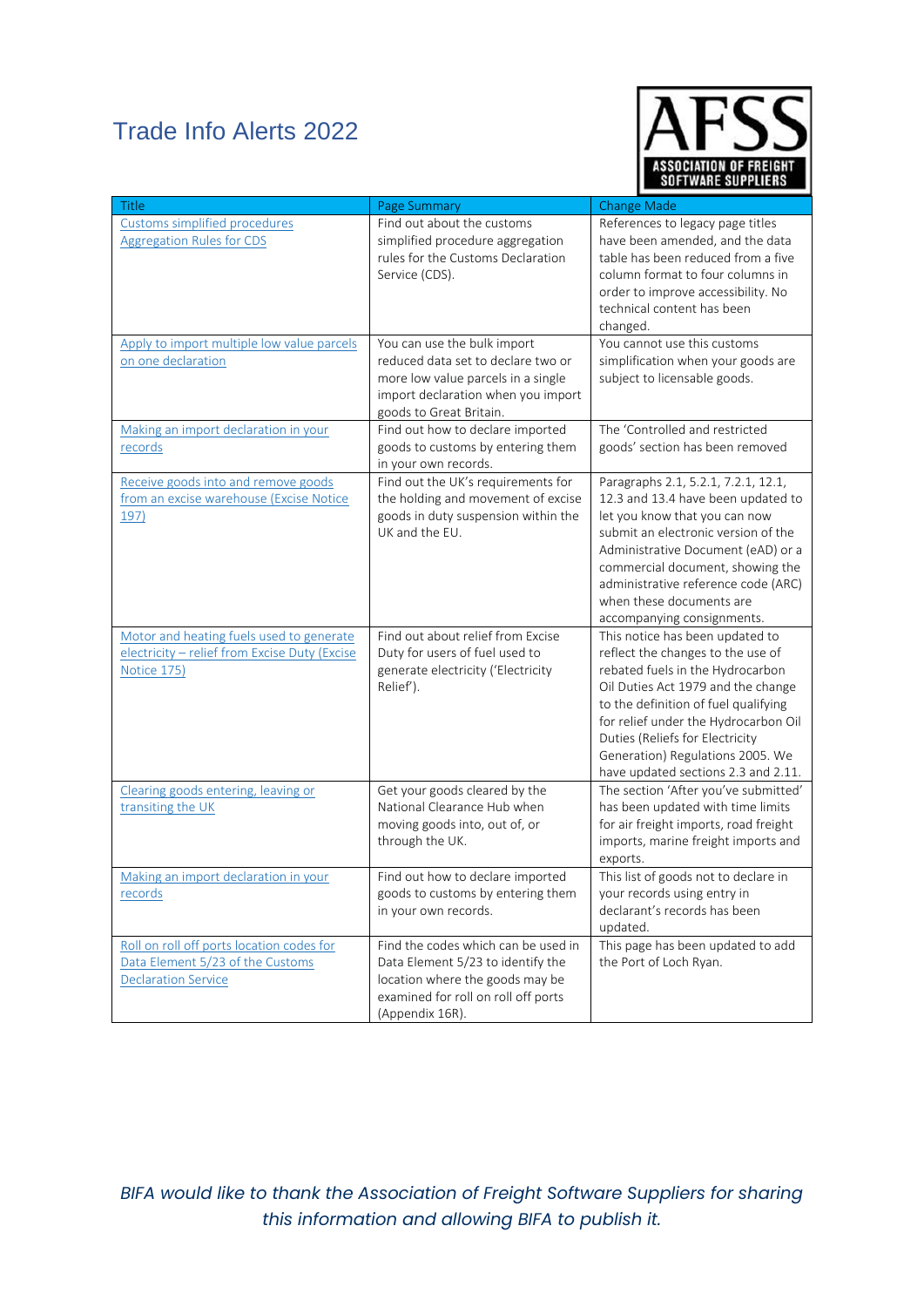# Trade Info Alerts 2022

| Title | Page Summary | Change Made |
|---|---|---|
| Customs simplified procedures Aggregation Rules for CDS | Find out about the customs simplified procedure aggregation rules for the Customs Declaration Service (CDS). | References to legacy page titles have been amended, and the data table has been reduced from a five column format to four columns in order to improve accessibility. No technical content has been changed. |
| Apply to import multiple low value parcels on one declaration | You can use the bulk import reduced data set to declare two or more low value parcels in a single import declaration when you import goods to Great Britain. | You cannot use this customs simplification when your goods are subject to licensable goods. |
| Making an import declaration in your records | Find out how to declare imported goods to customs by entering them in your own records. | The 'Controlled and restricted goods' section has been removed |
| Receive goods into and remove goods from an excise warehouse (Excise Notice 197) | Find out the UK's requirements for the holding and movement of excise goods in duty suspension within the UK and the EU. | Paragraphs 2.1, 5.2.1, 7.2.1, 12.1, 12.3 and 13.4 have been updated to let you know that you can now submit an electronic version of the Administrative Document (eAD) or a commercial document, showing the administrative reference code (ARC) when these documents are accompanying consignments. |
| Motor and heating fuels used to generate electricity – relief from Excise Duty (Excise Notice 175) | Find out about relief from Excise Duty for users of fuel used to generate electricity ('Electricity Relief'). | This notice has been updated to reflect the changes to the use of rebated fuels in the Hydrocarbon Oil Duties Act 1979 and the change to the definition of fuel qualifying for relief under the Hydrocarbon Oil Duties (Reliefs for Electricity Generation) Regulations 2005. We have updated sections 2.3 and 2.11. |
| Clearing goods entering, leaving or transiting the UK | Get your goods cleared by the National Clearance Hub when moving goods into, out of, or through the UK. | The section 'After you've submitted' has been updated with time limits for air freight imports, road freight imports, marine freight imports and exports. |
| Making an import declaration in your records | Find out how to declare imported goods to customs by entering them in your own records. | This list of goods not to declare in your records using entry in declarant's records has been updated. |
| Roll on roll off ports location codes for Data Element 5/23 of the Customs Declaration Service | Find the codes which can be used in Data Element 5/23 to identify the location where the goods may be examined for roll on roll off ports (Appendix 16R). | This page has been updated to add the Port of Loch Ryan. |

*BIFA would like to thank the Association of Freight Software Suppliers for sharing this information and allowing BIFA to publish it.*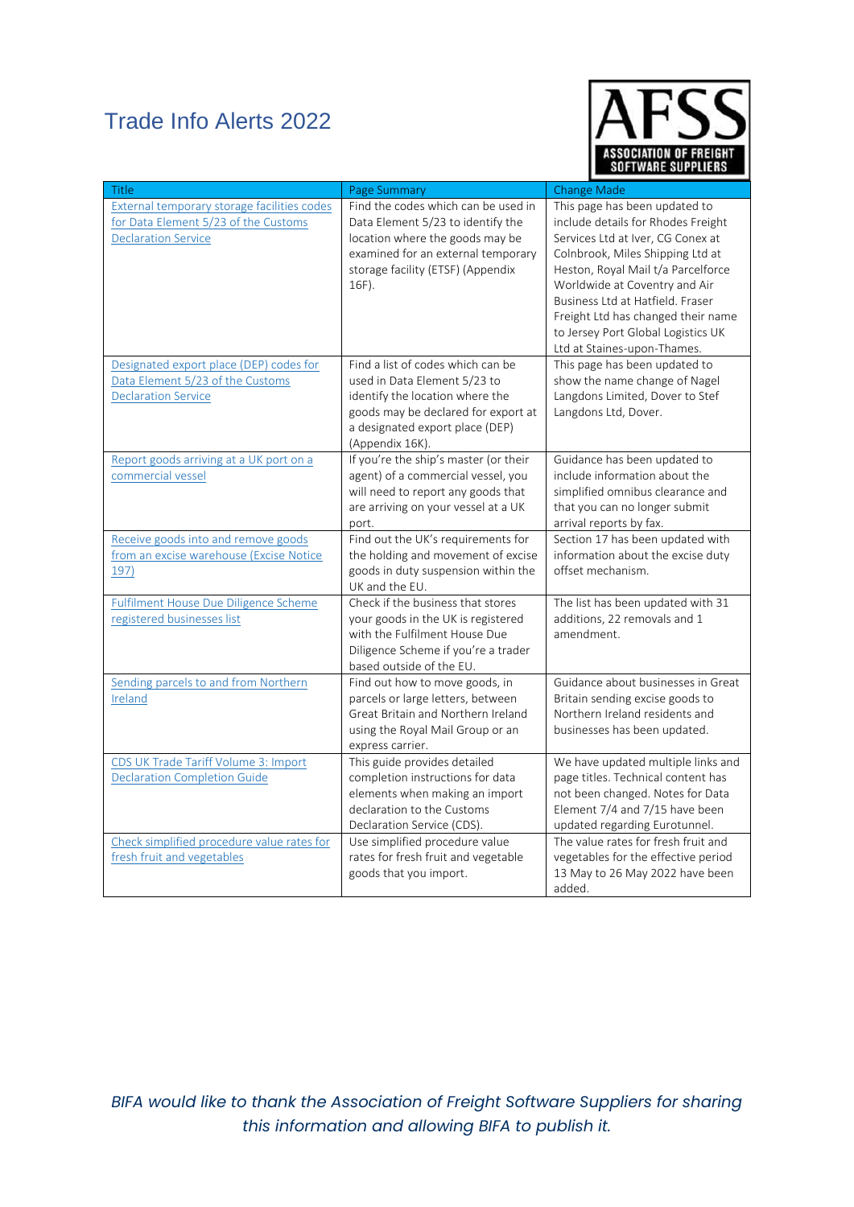# Trade Info Alerts 2022

| Title | Page Summary | Change Made |
|---|---|---|
| External temporary storage facilities codes for Data Element 5/23 of the Customs Declaration Service | Find the codes which can be used in Data Element 5/23 to identify the location where the goods may be examined for an external temporary storage facility (ETSF) (Appendix 16F). | This page has been updated to include details for Rhodes Freight Services Ltd at Iver, CG Conex at Colnbrook, Miles Shipping Ltd at Heston, Royal Mail t/a Parcelforce Worldwide at Coventry and Air Business Ltd at Hatfield. Fraser Freight Ltd has changed their name to Jersey Port Global Logistics UK Ltd at Staines-upon-Thames. |
| Designated export place (DEP) codes for Data Element 5/23 of the Customs Declaration Service | Find a list of codes which can be used in Data Element 5/23 to identify the location where the goods may be declared for export at a designated export place (DEP) (Appendix 16K). | This page has been updated to show the name change of Nagel Langdons Limited, Dover to Stef Langdons Ltd, Dover. |
| Report goods arriving at a UK port on a commercial vessel | If you're the ship's master (or their agent) of a commercial vessel, you will need to report any goods that are arriving on your vessel at a UK port. | Guidance has been updated to include information about the simplified omnibus clearance and that you can no longer submit arrival reports by fax. |
| Receive goods into and remove goods from an excise warehouse (Excise Notice 197) | Find out the UK's requirements for the holding and movement of excise goods in duty suspension within the UK and the EU. | Section 17 has been updated with information about the excise duty offset mechanism. |
| Fulfilment House Due Diligence Scheme registered businesses list | Check if the business that stores your goods in the UK is registered with the Fulfilment House Due Diligence Scheme if you're a trader based outside of the EU. | The list has been updated with 31 additions, 22 removals and 1 amendment. |
| Sending parcels to and from Northern Ireland | Find out how to move goods, in parcels or large letters, between Great Britain and Northern Ireland using the Royal Mail Group or an express carrier. | Guidance about businesses in Great Britain sending excise goods to Northern Ireland residents and businesses has been updated. |
| CDS UK Trade Tariff Volume 3: Import Declaration Completion Guide | This guide provides detailed completion instructions for data elements when making an import declaration to the Customs Declaration Service (CDS). | We have updated multiple links and page titles. Technical content has not been changed. Notes for Data Element 7/4 and 7/15 have been updated regarding Eurotunnel. |
| Check simplified procedure value rates for fresh fruit and vegetables | Use simplified procedure value rates for fresh fruit and vegetable goods that you import. | The value rates for fresh fruit and vegetables for the effective period 13 May to 26 May 2022 have been added. |

*BIFA would like to thank the Association of Freight Software Suppliers for sharing this information and allowing BIFA to publish it.*